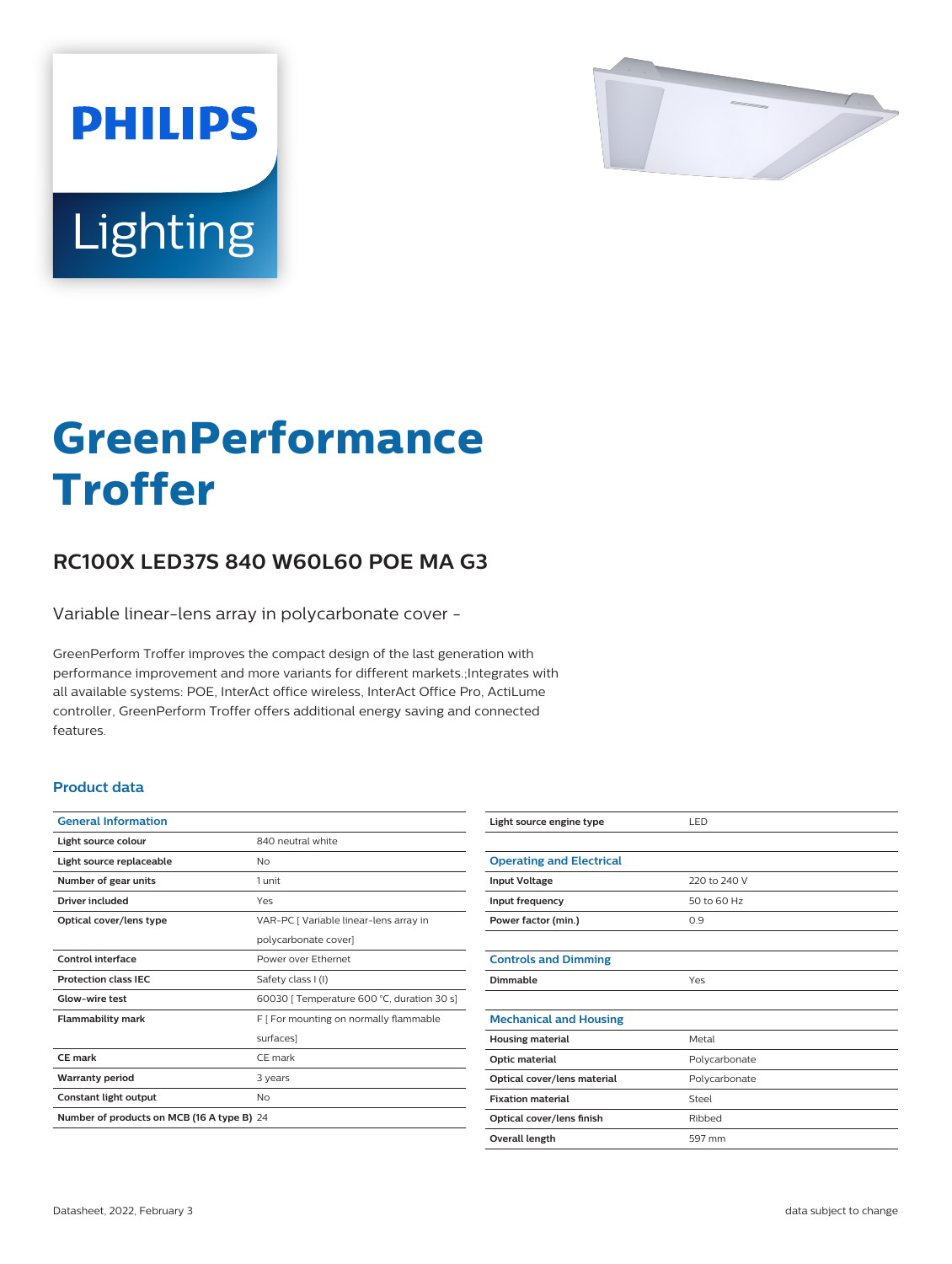PHILIPS

Lighting

# GreenPerformance Troffer

## RC100X LED37S 840 W60L60 POE MA G3

Variable linear-lens array in polycarbonate cover -

GreenPerform Troffer improves the compact design of the last generation with performance improvement and more variants for different markets.;Integrates with all available systems: POE, InterAct office wireless, InterAct Office Pro, ActiLume controller, GreenPerform Troffer offers additional energy saving and connected features.

### Product data

| General Information | |
|---|---|
| Light source colour | 840 neutral white |
| Light source replaceable | No |
| Number of gear units | 1 unit |
| Driver included | Yes |
| Optical cover/lens type | VAR-PC [ Variable linear-lens array in polycarbonate cover] |
| Control interface | Power over Ethernet |
| Protection class IEC | Safety class I (I) |
| Glow-wire test | 60030 [ Temperature 600 °C, duration 30 s] |
| Flammability mark | F [ For mounting on normally flammable surfaces] |
| CE mark | CE mark |
| Warranty period | 3 years |
| Constant light output | No |
| Number of products on MCB (16 A type B) | 24 |
| Light source engine type | LED |

| Operating and Electrical | |
|---|---|
| Input Voltage | 220 to 240 V |
| Input frequency | 50 to 60 Hz |
| Power factor (min.) | 0.9 |

| Controls and Dimming | |
|---|---|
| Dimmable | Yes |

| Mechanical and Housing | |
|---|---|
| Housing material | Metal |
| Optic material | Polycarbonate |
| Optical cover/lens material | Polycarbonate |
| Fixation material | Steel |
| Optical cover/lens finish | Ribbed |
| Overall length | 597 mm |

Datasheet, 2022, February 3

data subject to change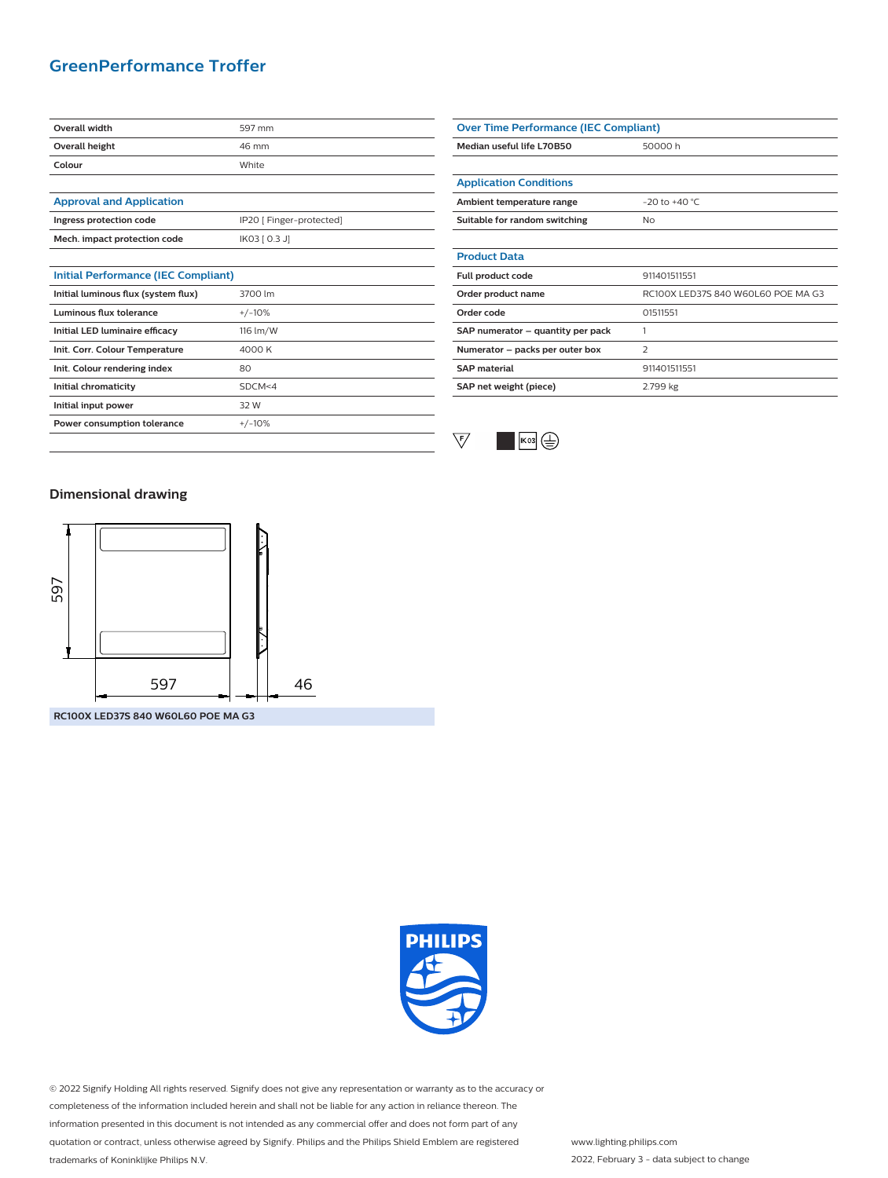## GreenPerformance Troffer

| | |
|---|---|
| Overall width | 597 mm |
| Overall height | 46 mm |
| Colour | White |

### Approval and Application

| | |
|---|---|
| Ingress protection code | IP20 [ Finger-protected] |
| Mech. impact protection code | IK03 [ 0.3 J] |

### Initial Performance (IEC Compliant)

| | |
|---|---|
| Initial luminous flux (system flux) | 3700 lm |
| Luminous flux tolerance | +/-10% |
| Initial LED luminaire efficacy | 116 lm/W |
| Init. Corr. Colour Temperature | 4000 K |
| Init. Colour rendering index | 80 |
| Initial chromaticity | SDCM<4 |
| Initial input power | 32 W |
| Power consumption tolerance | +/-10% |

### Over Time Performance (IEC Compliant)

| | |
|---|---|
| Median useful life L70B50 | 50000 h |

### Application Conditions

| | |
|---|---|
| Ambient temperature range | -20 to +40 °C |
| Suitable for random switching | No |

### Product Data

| | |
|---|---|
| Full product code | 911401511551 |
| Order product name | RC100X LED37S 840 W60L60 POE MA G3 |
| Order code | 01511551 |
| SAP numerator – quantity per pack | 1 |
| Numerator – packs per outer box | 2 |
| SAP material | 911401511551 |
| SAP net weight (piece) | 2.799 kg |

IK03

### Dimensional drawing

597

597

46

RC100X LED37S 840 W60L60 POE MA G3

© 2022 Signify Holding All rights reserved. Signify does not give any representation or warranty as to the accuracy or completeness of the information included herein and shall not be liable for any action in reliance thereon. The information presented in this document is not intended as any commercial offer and does not form part of any quotation or contract, unless otherwise agreed by Signify. Philips and the Philips Shield Emblem are registered trademarks of Koninklijke Philips N.V.

www.lighting.philips.com

2022, February 3 - data subject to change